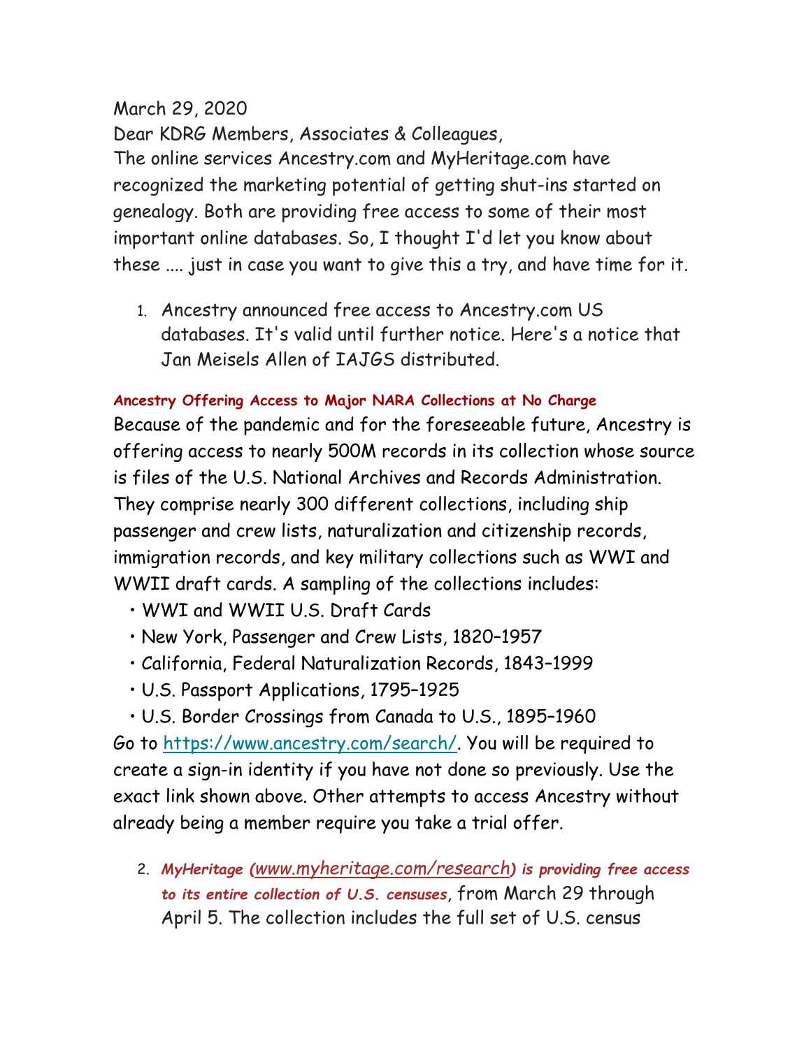March 29, 2020

Dear KDRG Members, Associates & Colleagues,

The online services Ancestry.com and MyHeritage.com have recognized the marketing potential of getting shut-ins started on genealogy. Both are providing free access to some of their most important online databases. So, I thought I'd let you know about these .... just in case you want to give this a try, and have time for it.

1. Ancestry announced free access to Ancestry.com US databases. It's valid until further notice. Here's a notice that Jan Meisels Allen of IAJGS distributed.

**Ancestry Offering Access to Major NARA Collections at No Charge**

Because of the pandemic and for the foreseeable future, Ancestry is offering access to nearly 500M records in its collection whose source is files of the U.S. National Archives and Records Administration. They comprise nearly 300 different collections, including ship passenger and crew lists, naturalization and citizenship records, immigration records, and key military collections such as WWI and WWII draft cards. A sampling of the collections includes:

- WWI and WWII U.S. Draft Cards
- New York, Passenger and Crew Lists, 1820–1957
- California, Federal Naturalization Records, 1843–1999
- U.S. Passport Applications, 1795–1925
- U.S. Border Crossings from Canada to U.S., 1895–1960

Go to https://www.ancestry.com/search/. You will be required to create a sign-in identity if you have not done so previously. Use the exact link shown above. Other attempts to access Ancestry without already being a member require you take a trial offer.

2. ***MyHeritage (www.myheritage.com/research) is providing free access to its entire collection of U.S. censuses***, from March 29 through April 5. The collection includes the full set of U.S. census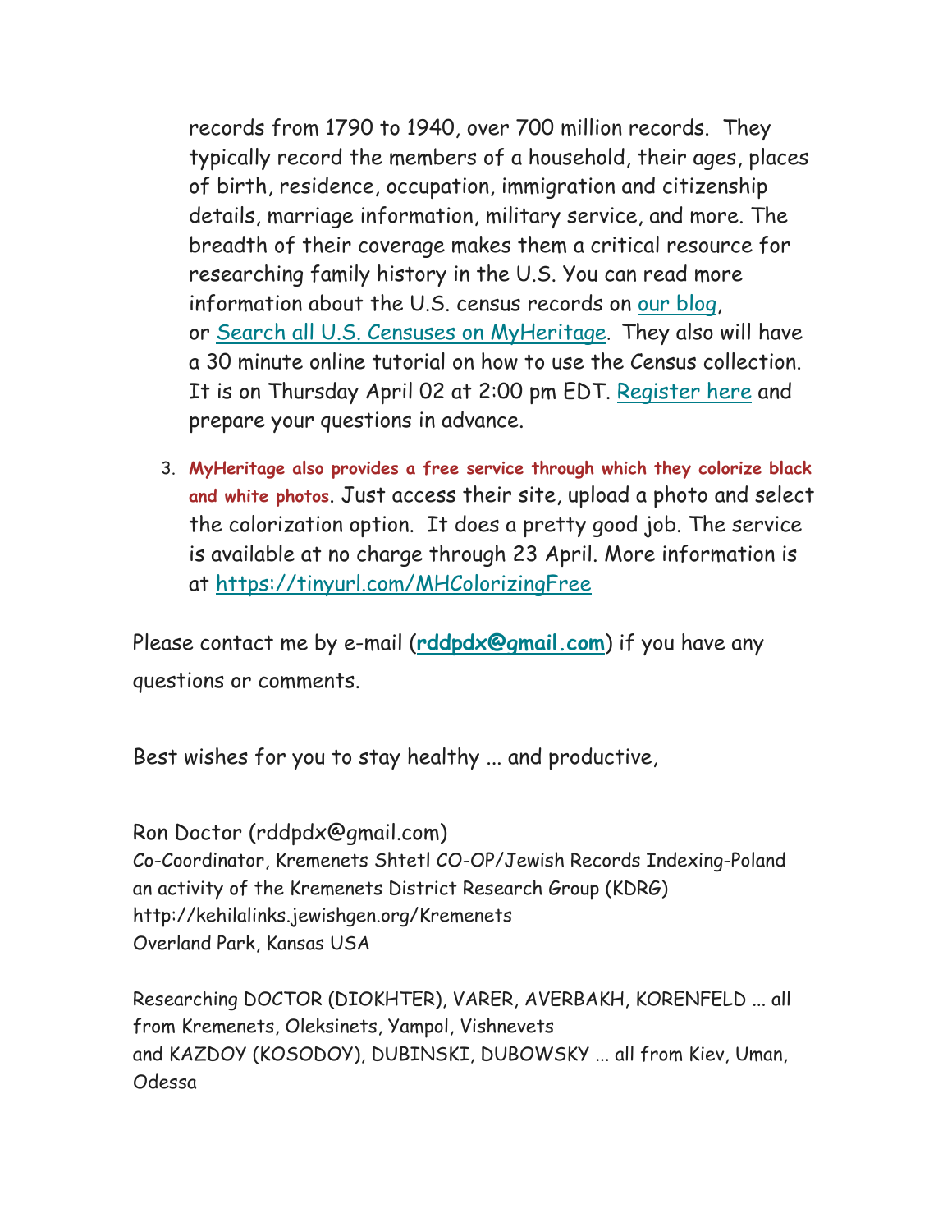records from 1790 to 1940, over 700 million records. They typically record the members of a household, their ages, places of birth, residence, occupation, immigration and citizenship details, marriage information, military service, and more. The breadth of their coverage makes them a critical resource for researching family history in the U.S. You can read more information about the U.S. census records on our blog, or Search all U.S. Censuses on MyHeritage. They also will have a 30 minute online tutorial on how to use the Census collection. It is on Thursday April 02 at 2:00 pm EDT. Register here and prepare your questions in advance.

3. **MyHeritage also provides a free service through which they colorize black and white photos**. Just access their site, upload a photo and select the colorization option. It does a pretty good job. The service is available at no charge through 23 April. More information is at https://tinyurl.com/MHColorizingFree

Please contact me by e-mail (**rddpdx@gmail.com**) if you have any questions or comments.

Best wishes for you to stay healthy ... and productive,

Ron Doctor (rddpdx@gmail.com)
Co-Coordinator, Kremenets Shtetl CO-OP/Jewish Records Indexing-Poland
an activity of the Kremenets District Research Group (KDRG)
http://kehilalinks.jewishgen.org/Kremenets
Overland Park, Kansas USA

Researching DOCTOR (DIOKHTER), VARER, AVERBAKH, KORENFELD ... all from Kremenets, Oleksinets, Yampol, Vishnevets
and KAZDOY (KOSODOY), DUBINSKI, DUBOWSKY ... all from Kiev, Uman, Odessa